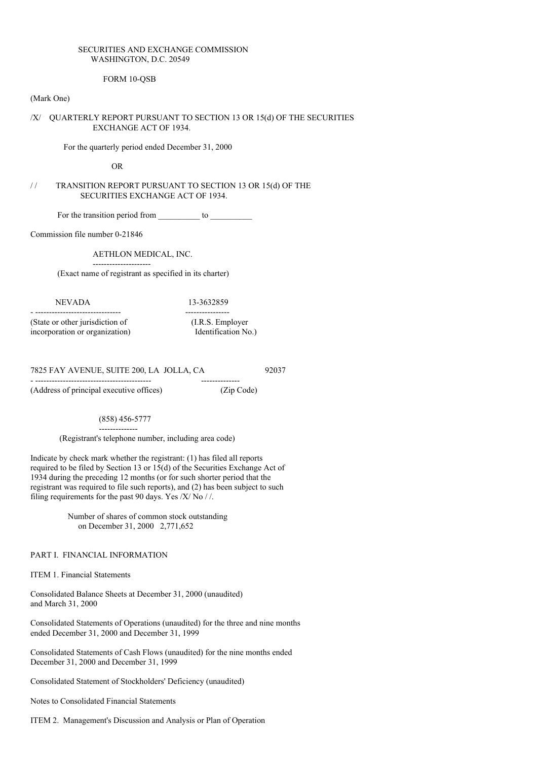SECURITIES AND EXCHANGE COMMISSION
WASHINGTON, D.C. 20549

FORM 10-QSB

(Mark One)

/X/ QUARTERLY REPORT PURSUANT TO SECTION 13 OR 15(d) OF THE SECURITIES EXCHANGE ACT OF 1934.

For the quarterly period ended December 31, 2000

OR

/ / TRANSITION REPORT PURSUANT TO SECTION 13 OR 15(d) OF THE SECURITIES EXCHANGE ACT OF 1934.

For the transition period from __________ to __________

Commission file number 0-21846

AETHLON MEDICAL, INC.

(Exact name of registrant as specified in its charter)

| NEVADA | 13-3632859 |
|---|---|
| (State or other jurisdiction of incorporation or organization) | (I.R.S. Employer Identification No.) |

| 7825 FAY AVENUE, SUITE 200, LA JOLLA, CA | 92037 |
|---|---|
| (Address of principal executive offices) | (Zip Code) |

(858) 456-5777

(Registrant's telephone number, including area code)

Indicate by check mark whether the registrant: (1) has filed all reports required to be filed by Section 13 or 15(d) of the Securities Exchange Act of 1934 during the preceding 12 months (or for such shorter period that the registrant was required to file such reports), and (2) has been subject to such filing requirements for the past 90 days. Yes /X/ No / /.

Number of shares of common stock outstanding on December 31, 2000 2,771,652

PART I. FINANCIAL INFORMATION

ITEM 1. Financial Statements

Consolidated Balance Sheets at December 31, 2000 (unaudited) and March 31, 2000

Consolidated Statements of Operations (unaudited) for the three and nine months ended December 31, 2000 and December 31, 1999

Consolidated Statements of Cash Flows (unaudited) for the nine months ended December 31, 2000 and December 31, 1999

Consolidated Statement of Stockholders' Deficiency (unaudited)

Notes to Consolidated Financial Statements

ITEM 2. Management's Discussion and Analysis or Plan of Operation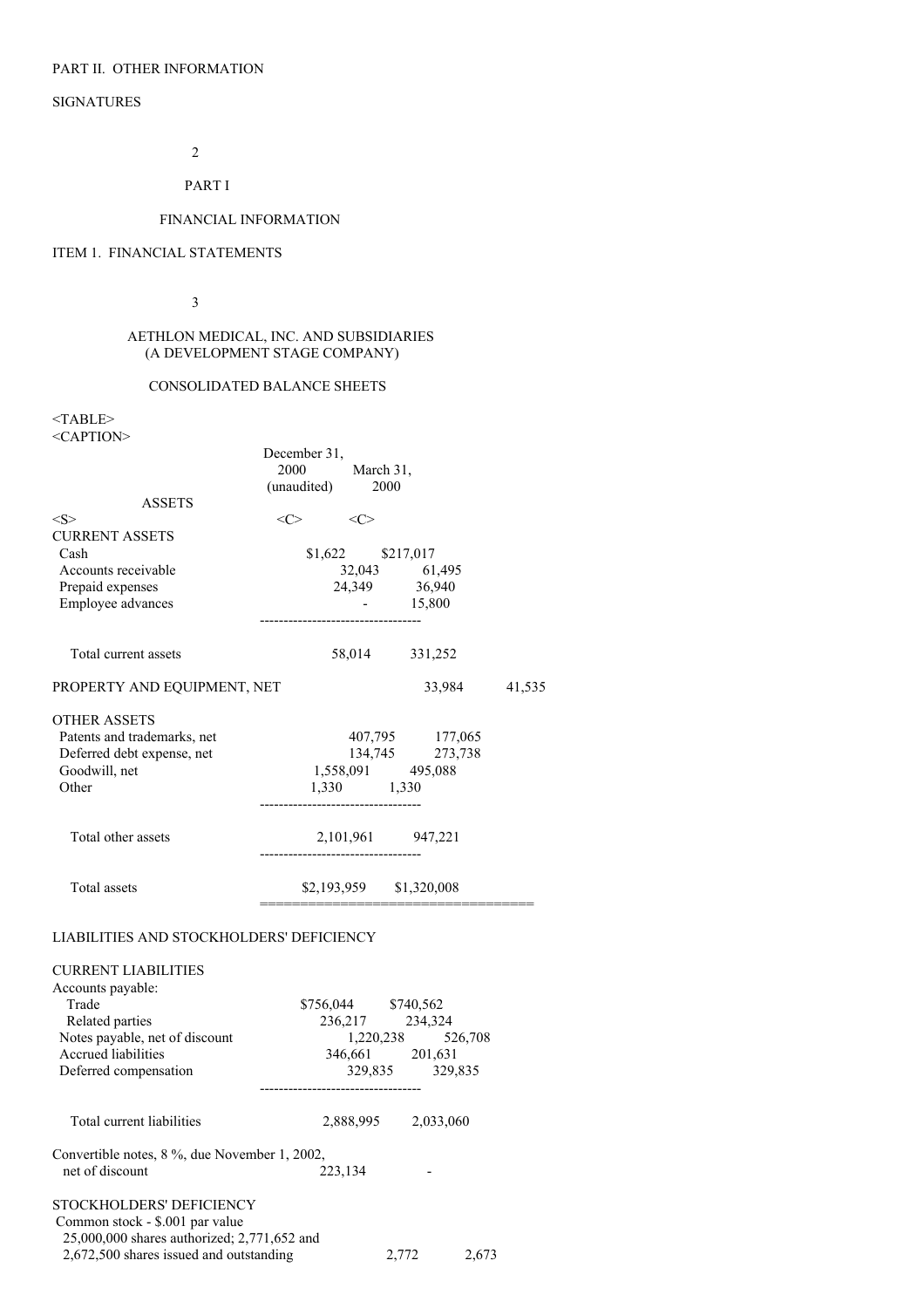PART II. OTHER INFORMATION

SIGNATURES

PART I

FINANCIAL INFORMATION

ITEM 1. FINANCIAL STATEMENTS

AETHLON MEDICAL, INC. AND SUBSIDIARIES
(A DEVELOPMENT STAGE COMPANY)

CONSOLIDATED BALANCE SHEETS

| | December 31, 2000 (unaudited) | March 31, 2000 |
|---|---|---|
| **ASSETS** | | |
| CURRENT ASSETS | | |
| Cash | $1,622 | $217,017 |
| Accounts receivable | 32,043 | 61,495 |
| Prepaid expenses | 24,349 | 36,940 |
| Employee advances | - | 15,800 |
| Total current assets | 58,014 | 331,252 |
| PROPERTY AND EQUIPMENT, NET | 33,984 | 41,535 |
| OTHER ASSETS | | |
| Patents and trademarks, net | 407,795 | 177,065 |
| Deferred debt expense, net | 134,745 | 273,738 |
| Goodwill, net | 1,558,091 | 495,088 |
| Other | 1,330 | 1,330 |
| Total other assets | 2,101,961 | 947,221 |
| Total assets | $2,193,959 | $1,320,008 |
| **LIABILITIES AND STOCKHOLDERS' DEFICIENCY** | | |
| CURRENT LIABILITIES | | |
| Accounts payable: | | |
| Trade | $756,044 | $740,562 |
| Related parties | 236,217 | 234,324 |
| Notes payable, net of discount | 1,220,238 | 526,708 |
| Accrued liabilities | 346,661 | 201,631 |
| Deferred compensation | 329,835 | 329,835 |
| Total current liabilities | 2,888,995 | 2,033,060 |
| Convertible notes, 8 %, due November 1, 2002, net of discount | 223,134 | - |
| STOCKHOLDERS' DEFICIENCY | | |
| Common stock - $.001 par value 25,000,000 shares authorized; 2,771,652 and 2,672,500 shares issued and outstanding | 2,772 | 2,673 |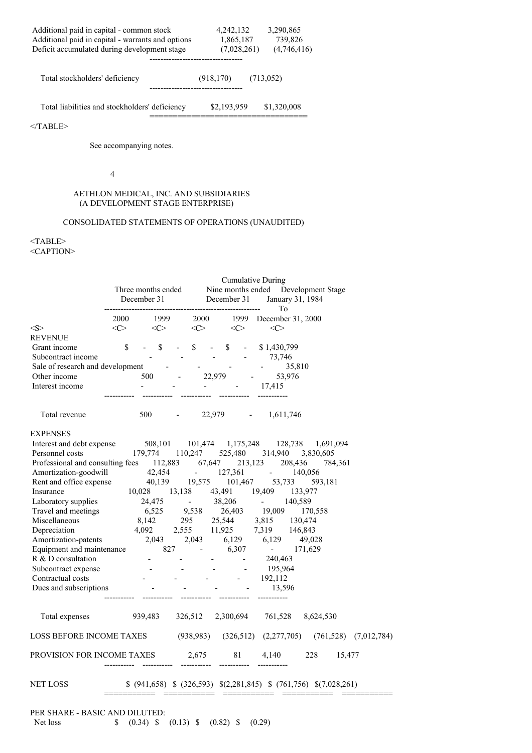| | | |
|---|---|---|
| Additional paid in capital - common stock | 4,242,132 | 3,290,865 |
| Additional paid in capital - warrants and options | 1,865,187 | 739,826 |
| Deficit accumulated during development stage | (7,028,261) | (4,746,416) |
| Total stockholders' deficiency | (918,170) | (713,052) |
| Total liabilities and stockholders' deficiency | $2,193,959 | $1,320,008 |

See accompanying notes.

AETHLON MEDICAL, INC. AND SUBSIDIARIES
(A DEVELOPMENT STAGE ENTERPRISE)

CONSOLIDATED STATEMENTS OF OPERATIONS (UNAUDITED)

| | Three months ended December 31 | | Nine months ended December 31 | | Cumulative During Development Stage January 31, 1984 To December 31, 2000 |
|---|---|---|---|---|---|
| | 2000 | 1999 | 2000 | 1999 | |
| **REVENUE** | | | | | |
| Grant income | $ - | $ - | $ - | $ - | $ 1,430,799 |
| Subcontract income | - | - | - | - | 73,746 |
| Sale of research and development | - | - | - | - | 35,810 |
| Other income | 500 | - | 22,979 | - | 53,976 |
| Interest income | - | - | - | - | 17,415 |
| Total revenue | 500 | - | 22,979 | - | 1,611,746 |
| **EXPENSES** | | | | | |
| Interest and debt expense | 508,101 | 101,474 | 1,175,248 | 128,738 | 1,691,094 |
| Personnel costs | 179,774 | 110,247 | 525,480 | 314,940 | 3,830,605 |
| Professional and consulting fees | 112,883 | 67,647 | 213,123 | 208,436 | 784,361 |
| Amortization-goodwill | 42,454 | - | 127,361 | - | 140,056 |
| Rent and office expense | 40,139 | 19,575 | 101,467 | 53,733 | 593,181 |
| Insurance | 10,028 | 13,138 | 43,491 | 19,409 | 133,977 |
| Laboratory supplies | 24,475 | - | 38,206 | - | 140,589 |
| Travel and meetings | 6,525 | 9,538 | 26,403 | 19,009 | 170,558 |
| Miscellaneous | 8,142 | 295 | 25,544 | 3,815 | 130,474 |
| Depreciation | 4,092 | 2,555 | 11,925 | 7,319 | 146,843 |
| Amortization-patents | 2,043 | 2,043 | 6,129 | 6,129 | 49,028 |
| Equipment and maintenance | 827 | - | 6,307 | - | 171,629 |
| R & D consultation | - | - | - | - | 240,463 |
| Subcontract expense | - | - | - | - | 195,964 |
| Contractual costs | - | - | - | - | 192,112 |
| Dues and subscriptions | - | - | - | - | 13,596 |
| Total expenses | 939,483 | 326,512 | 2,300,694 | 761,528 | 8,624,530 |
| LOSS BEFORE INCOME TAXES | (938,983) | (326,512) | (2,277,705) | (761,528) | (7,012,784) |
| PROVISION FOR INCOME TAXES | 2,675 | 81 | 4,140 | 228 | 15,477 |
| NET LOSS | $ (941,658) | $ (326,593) | $(2,281,845) | $ (761,756) | $(7,028,261) |
| PER SHARE - BASIC AND DILUTED: | | | | | |
| Net loss | $ (0.34) | $ (0.13) | $ (0.82) | $ (0.29) | |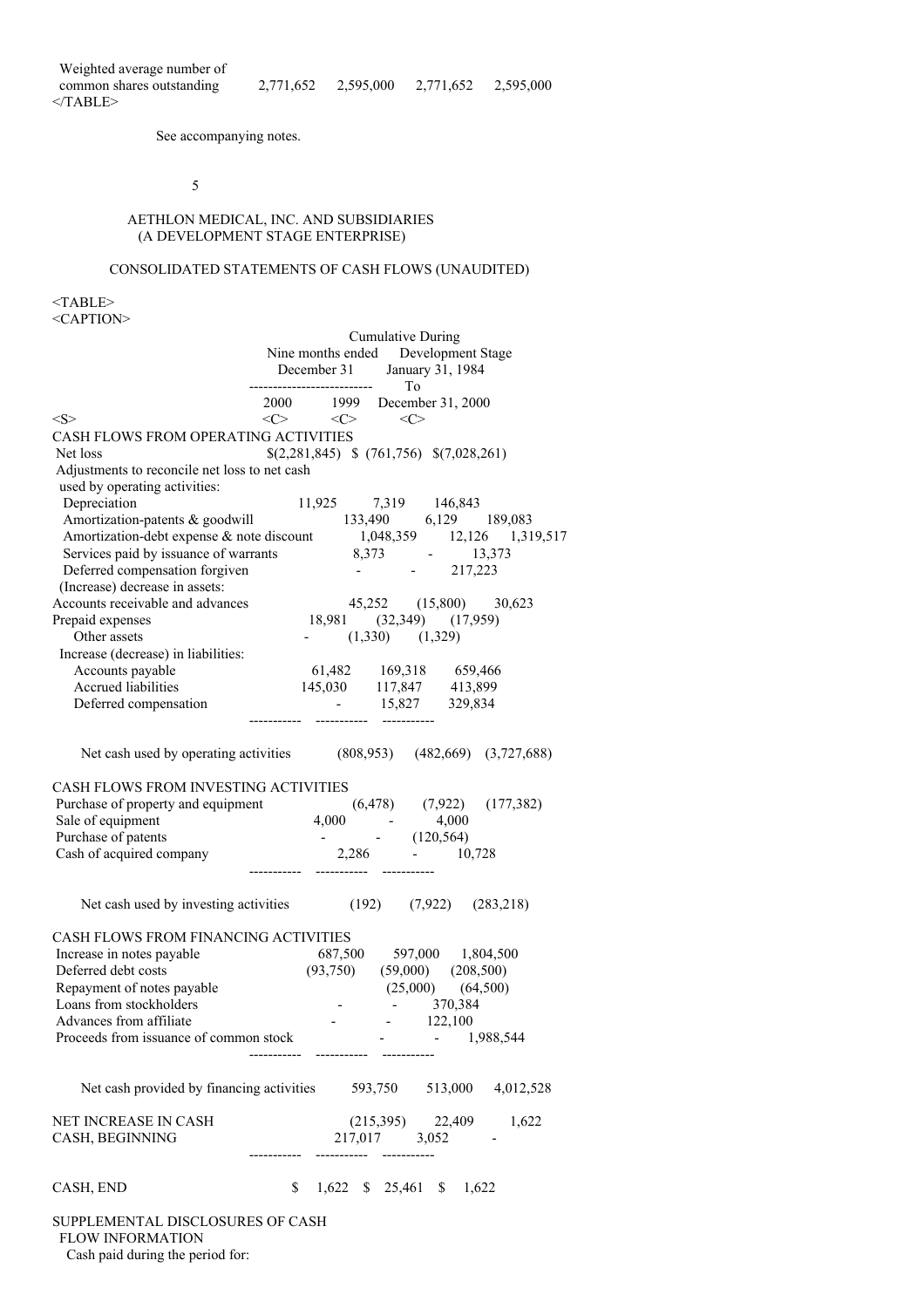| | | | | |
|---|---|---|---|---|
| Weighted average number of common shares outstanding | 2,771,652 | 2,595,000 | 2,771,652 | 2,595,000 |

See accompanying notes.

# AETHLON MEDICAL, INC. AND SUBSIDIARIES
## (A DEVELOPMENT STAGE ENTERPRISE)

## CONSOLIDATED STATEMENTS OF CASH FLOWS (UNAUDITED)

| | Nine months ended December 31 2000 | Nine months ended December 31 1999 | Cumulative During Development Stage January 31, 1984 To December 31, 2000 |
|---|---|---|---|
| **CASH FLOWS FROM OPERATING ACTIVITIES** | | | |
| Net loss | $(2,281,845) | $ (761,756) | $(7,028,261) |
| Adjustments to reconcile net loss to net cash used by operating activities: | | | |
| Depreciation | 11,925 | 7,319 | 146,843 |
| Amortization-patents & goodwill | 133,490 | 6,129 | 189,083 |
| Amortization-debt expense & note discount | 1,048,359 | 12,126 | 1,319,517 |
| Services paid by issuance of warrants | 8,373 | - | 13,373 |
| Deferred compensation forgiven | - | - | 217,223 |
| (Increase) decrease in assets: | | | |
| Accounts receivable and advances | 45,252 | (15,800) | 30,623 |
| Prepaid expenses | 18,981 | (32,349) | (17,959) |
| Other assets | - | (1,330) | (1,329) |
| Increase (decrease) in liabilities: | | | |
| Accounts payable | 61,482 | 169,318 | 659,466 |
| Accrued liabilities | 145,030 | 117,847 | 413,899 |
| Deferred compensation | - | 15,827 | 329,834 |
| Net cash used by operating activities | (808,953) | (482,669) | (3,727,688) |
| **CASH FLOWS FROM INVESTING ACTIVITIES** | | | |
| Purchase of property and equipment | (6,478) | (7,922) | (177,382) |
| Sale of equipment | 4,000 | - | 4,000 |
| Purchase of patents | - | - | (120,564) |
| Cash of acquired company | 2,286 | - | 10,728 |
| Net cash used by investing activities | (192) | (7,922) | (283,218) |
| **CASH FLOWS FROM FINANCING ACTIVITIES** | | | |
| Increase in notes payable | 687,500 | 597,000 | 1,804,500 |
| Deferred debt costs | (93,750) | (59,000) | (208,500) |
| Repayment of notes payable | | (25,000) | (64,500) |
| Loans from stockholders | - | - | 370,384 |
| Advances from affiliate | - | - | 122,100 |
| Proceeds from issuance of common stock | - | - | 1,988,544 |
| Net cash provided by financing activities | 593,750 | 513,000 | 4,012,528 |
| NET INCREASE IN CASH | (215,395) | 22,409 | 1,622 |
| CASH, BEGINNING | 217,017 | 3,052 | - |
| CASH, END | $ 1,622 | $ 25,461 | $ 1,622 |

SUPPLEMENTAL DISCLOSURES OF CASH FLOW INFORMATION
Cash paid during the period for: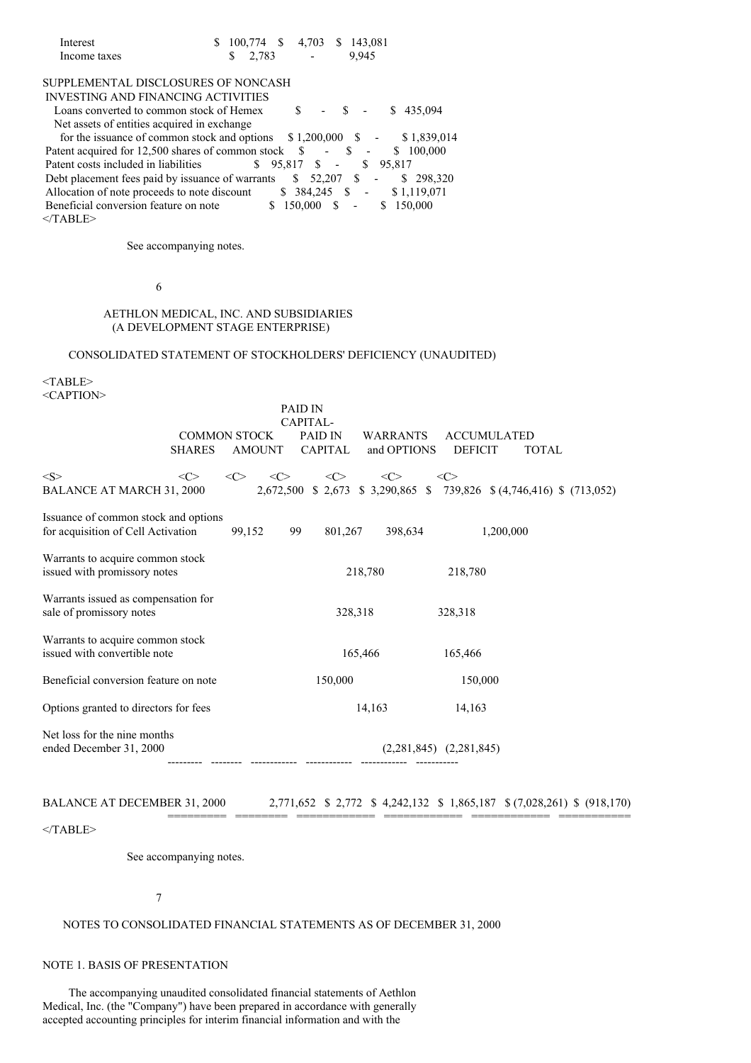| | | | |
|---|---|---|---|
| Interest | $ 100,774 | $ 4,703 | $ 143,081 |
| Income taxes | $ 2,783 | - | 9,945 |
| SUPPLEMENTAL DISCLOSURES OF NONCASH INVESTING AND FINANCING ACTIVITIES | | | |
| Loans converted to common stock of Hemex | $ - | $ - | $ 435,094 |
| Net assets of entities acquired in exchange for the issuance of common stock and options | $ 1,200,000 | $ - | $ 1,839,014 |
| Patent acquired for 12,500 shares of common stock | $ - | $ - | $ 100,000 |
| Patent costs included in liabilities | $ 95,817 | $ - | $ 95,817 |
| Debt placement fees paid by issuance of warrants | $ 52,207 | $ - | $ 298,320 |
| Allocation of note proceeds to note discount | $ 384,245 | $ - | $ 1,119,071 |
| Beneficial conversion feature on note | $ 150,000 | $ - | $ 150,000 |

See accompanying notes.

AETHLON MEDICAL, INC. AND SUBSIDIARIES
(A DEVELOPMENT STAGE ENTERPRISE)

CONSOLIDATED STATEMENT OF STOCKHOLDERS' DEFICIENCY (UNAUDITED)

| | COMMON STOCK SHARES | COMMON STOCK AMOUNT | PAID IN CAPITAL | PAID IN CAPITAL-WARRANTS and OPTIONS | ACCUMULATED DEFICIT | TOTAL |
|---|---|---|---|---|---|---|
| BALANCE AT MARCH 31, 2000 | 2,672,500 | $ 2,673 | $ 3,290,865 | $ 739,826 | $ (4,746,416) | $ (713,052) |
| Issuance of common stock and options for acquisition of Cell Activation | 99,152 | 99 | 801,267 | 398,634 | | 1,200,000 |
| Warrants to acquire common stock issued with promissory notes | | | | 218,780 | | 218,780 |
| Warrants issued as compensation for sale of promissory notes | | | | 328,318 | | 328,318 |
| Warrants to acquire common stock issued with convertible note | | | | 165,466 | | 165,466 |
| Beneficial conversion feature on note | | | 150,000 | | | 150,000 |
| Options granted to directors for fees | | | | 14,163 | | 14,163 |
| Net loss for the nine months ended December 31, 2000 | | | | | (2,281,845) | (2,281,845) |
| BALANCE AT DECEMBER 31, 2000 | 2,771,652 | $ 2,772 | $ 4,242,132 | $ 1,865,187 | $ (7,028,261) | $ (918,170) |

See accompanying notes.

NOTES TO CONSOLIDATED FINANCIAL STATEMENTS AS OF DECEMBER 31, 2000

NOTE 1. BASIS OF PRESENTATION

The accompanying unaudited consolidated financial statements of Aethlon Medical, Inc. (the "Company") have been prepared in accordance with generally accepted accounting principles for interim financial information and with the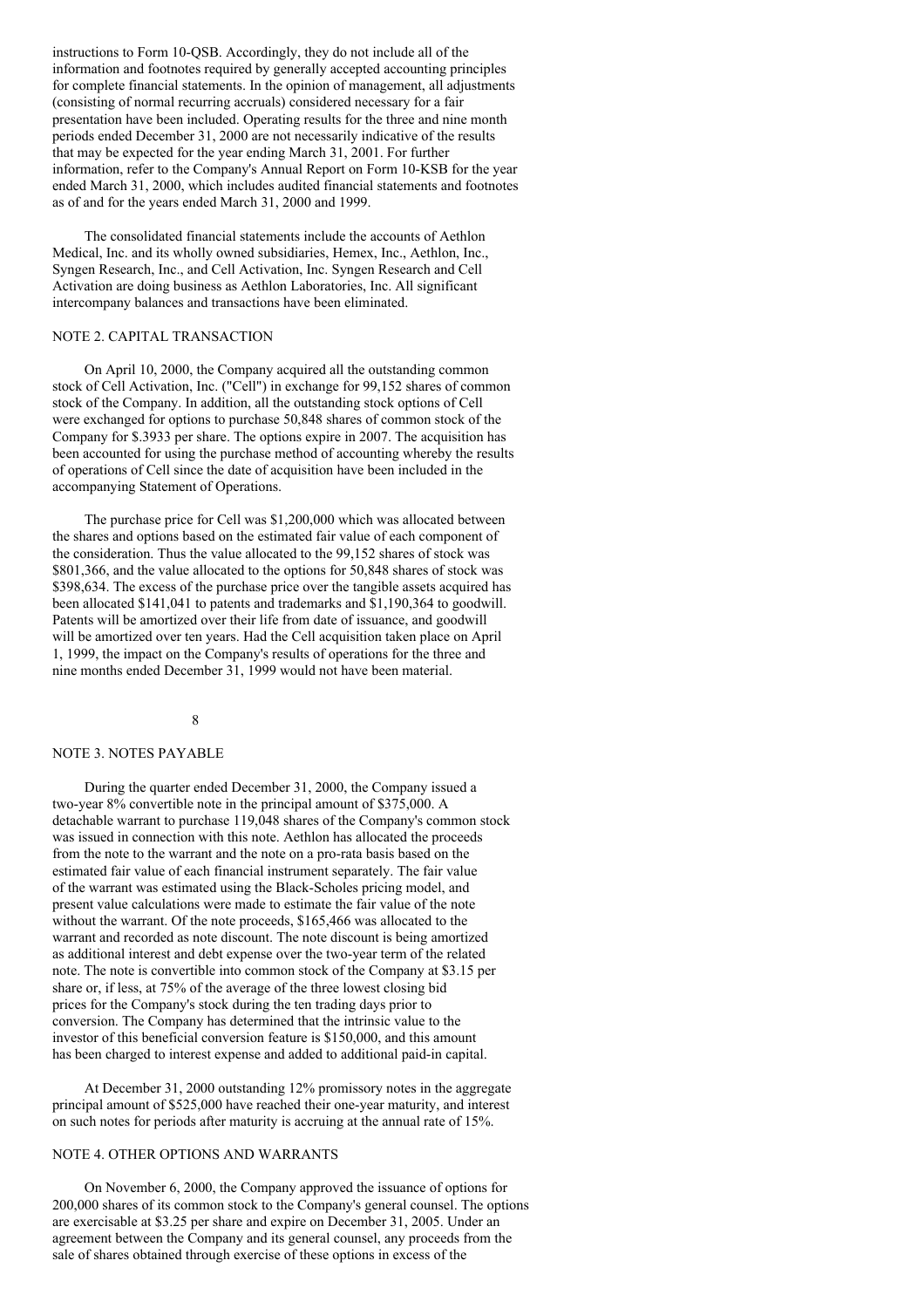instructions to Form 10-QSB. Accordingly, they do not include all of the information and footnotes required by generally accepted accounting principles for complete financial statements. In the opinion of management, all adjustments (consisting of normal recurring accruals) considered necessary for a fair presentation have been included. Operating results for the three and nine month periods ended December 31, 2000 are not necessarily indicative of the results that may be expected for the year ending March 31, 2001. For further information, refer to the Company's Annual Report on Form 10-KSB for the year ended March 31, 2000, which includes audited financial statements and footnotes as of and for the years ended March 31, 2000 and 1999.

The consolidated financial statements include the accounts of Aethlon Medical, Inc. and its wholly owned subsidiaries, Hemex, Inc., Aethlon, Inc., Syngen Research, Inc., and Cell Activation, Inc. Syngen Research and Cell Activation are doing business as Aethlon Laboratories, Inc. All significant intercompany balances and transactions have been eliminated.

## NOTE 2. CAPITAL TRANSACTION

On April 10, 2000, the Company acquired all the outstanding common stock of Cell Activation, Inc. ("Cell") in exchange for 99,152 shares of common stock of the Company. In addition, all the outstanding stock options of Cell were exchanged for options to purchase 50,848 shares of common stock of the Company for $.3933 per share. The options expire in 2007. The acquisition has been accounted for using the purchase method of accounting whereby the results of operations of Cell since the date of acquisition have been included in the accompanying Statement of Operations.

The purchase price for Cell was $1,200,000 which was allocated between the shares and options based on the estimated fair value of each component of the consideration. Thus the value allocated to the 99,152 shares of stock was $801,366, and the value allocated to the options for 50,848 shares of stock was $398,634. The excess of the purchase price over the tangible assets acquired has been allocated $141,041 to patents and trademarks and $1,190,364 to goodwill. Patents will be amortized over their life from date of issuance, and goodwill will be amortized over ten years. Had the Cell acquisition taken place on April 1, 1999, the impact on the Company's results of operations for the three and nine months ended December 31, 1999 would not have been material.

## NOTE 3. NOTES PAYABLE

During the quarter ended December 31, 2000, the Company issued a two-year 8% convertible note in the principal amount of $375,000. A detachable warrant to purchase 119,048 shares of the Company's common stock was issued in connection with this note. Aethlon has allocated the proceeds from the note to the warrant and the note on a pro-rata basis based on the estimated fair value of each financial instrument separately. The fair value of the warrant was estimated using the Black-Scholes pricing model, and present value calculations were made to estimate the fair value of the note without the warrant. Of the note proceeds, $165,466 was allocated to the warrant and recorded as note discount. The note discount is being amortized as additional interest and debt expense over the two-year term of the related note. The note is convertible into common stock of the Company at $3.15 per share or, if less, at 75% of the average of the three lowest closing bid prices for the Company's stock during the ten trading days prior to conversion. The Company has determined that the intrinsic value to the investor of this beneficial conversion feature is $150,000, and this amount has been charged to interest expense and added to additional paid-in capital.

At December 31, 2000 outstanding 12% promissory notes in the aggregate principal amount of $525,000 have reached their one-year maturity, and interest on such notes for periods after maturity is accruing at the annual rate of 15%.

## NOTE 4. OTHER OPTIONS AND WARRANTS

On November 6, 2000, the Company approved the issuance of options for 200,000 shares of its common stock to the Company's general counsel. The options are exercisable at $3.25 per share and expire on December 31, 2005. Under an agreement between the Company and its general counsel, any proceeds from the sale of shares obtained through exercise of these options in excess of the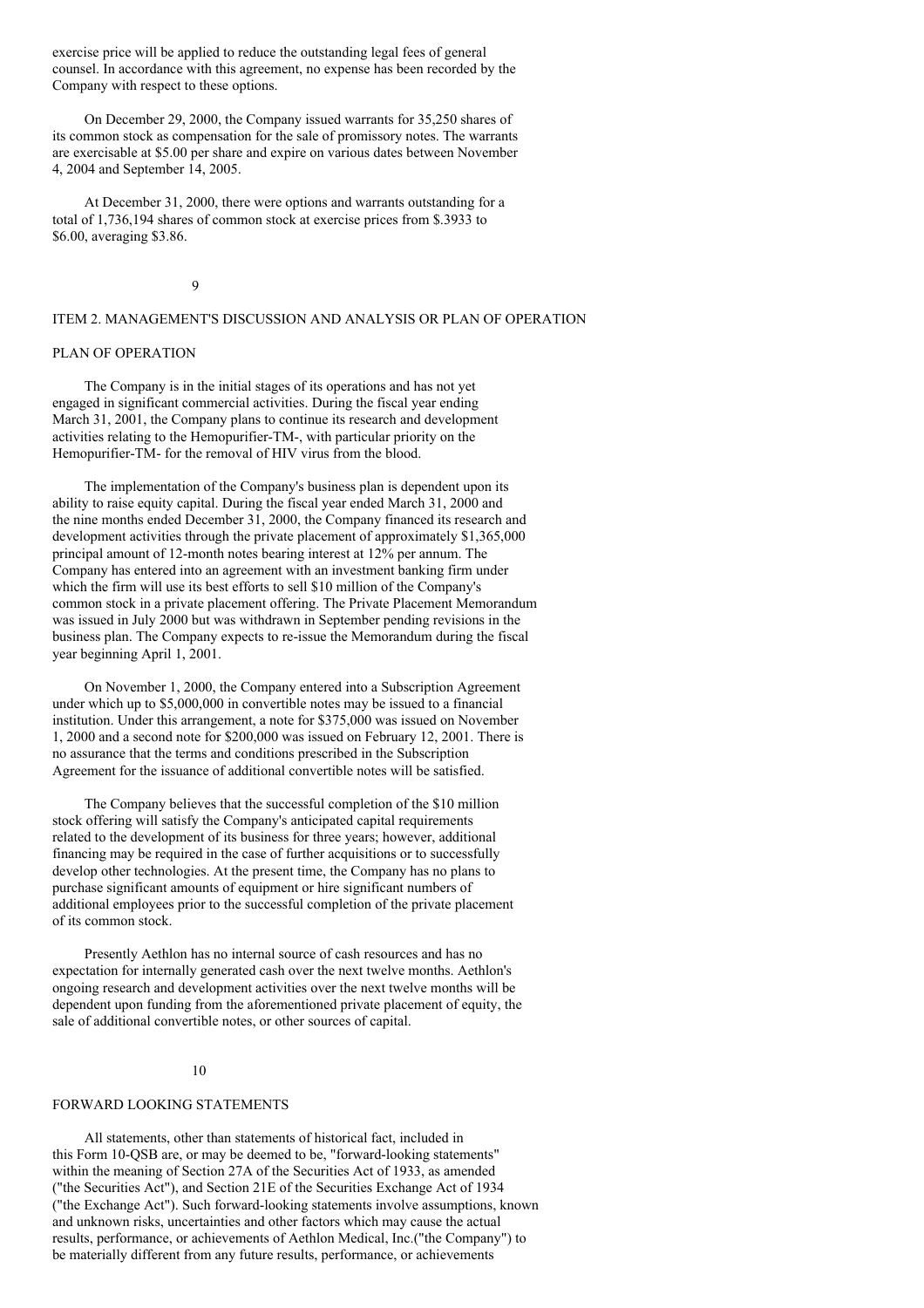exercise price will be applied to reduce the outstanding legal fees of general counsel. In accordance with this agreement, no expense has been recorded by the Company with respect to these options.

On December 29, 2000, the Company issued warrants for 35,250 shares of its common stock as compensation for the sale of promissory notes. The warrants are exercisable at $5.00 per share and expire on various dates between November 4, 2004 and September 14, 2005.

At December 31, 2000, there were options and warrants outstanding for a total of 1,736,194 shares of common stock at exercise prices from $.3933 to $6.00, averaging $3.86.

## ITEM 2. MANAGEMENT'S DISCUSSION AND ANALYSIS OR PLAN OF OPERATION

### PLAN OF OPERATION

The Company is in the initial stages of its operations and has not yet engaged in significant commercial activities. During the fiscal year ending March 31, 2001, the Company plans to continue its research and development activities relating to the Hemopurifier-TM-, with particular priority on the Hemopurifier-TM- for the removal of HIV virus from the blood.

The implementation of the Company's business plan is dependent upon its ability to raise equity capital. During the fiscal year ended March 31, 2000 and the nine months ended December 31, 2000, the Company financed its research and development activities through the private placement of approximately $1,365,000 principal amount of 12-month notes bearing interest at 12% per annum. The Company has entered into an agreement with an investment banking firm under which the firm will use its best efforts to sell $10 million of the Company's common stock in a private placement offering. The Private Placement Memorandum was issued in July 2000 but was withdrawn in September pending revisions in the business plan. The Company expects to re-issue the Memorandum during the fiscal year beginning April 1, 2001.

On November 1, 2000, the Company entered into a Subscription Agreement under which up to $5,000,000 in convertible notes may be issued to a financial institution. Under this arrangement, a note for $375,000 was issued on November 1, 2000 and a second note for $200,000 was issued on February 12, 2001. There is no assurance that the terms and conditions prescribed in the Subscription Agreement for the issuance of additional convertible notes will be satisfied.

The Company believes that the successful completion of the $10 million stock offering will satisfy the Company's anticipated capital requirements related to the development of its business for three years; however, additional financing may be required in the case of further acquisitions or to successfully develop other technologies. At the present time, the Company has no plans to purchase significant amounts of equipment or hire significant numbers of additional employees prior to the successful completion of the private placement of its common stock.

Presently Aethlon has no internal source of cash resources and has no expectation for internally generated cash over the next twelve months. Aethlon's ongoing research and development activities over the next twelve months will be dependent upon funding from the aforementioned private placement of equity, the sale of additional convertible notes, or other sources of capital.

### FORWARD LOOKING STATEMENTS

All statements, other than statements of historical fact, included in this Form 10-QSB are, or may be deemed to be, "forward-looking statements" within the meaning of Section 27A of the Securities Act of 1933, as amended ("the Securities Act"), and Section 21E of the Securities Exchange Act of 1934 ("the Exchange Act"). Such forward-looking statements involve assumptions, known and unknown risks, uncertainties and other factors which may cause the actual results, performance, or achievements of Aethlon Medical, Inc.("the Company") to be materially different from any future results, performance, or achievements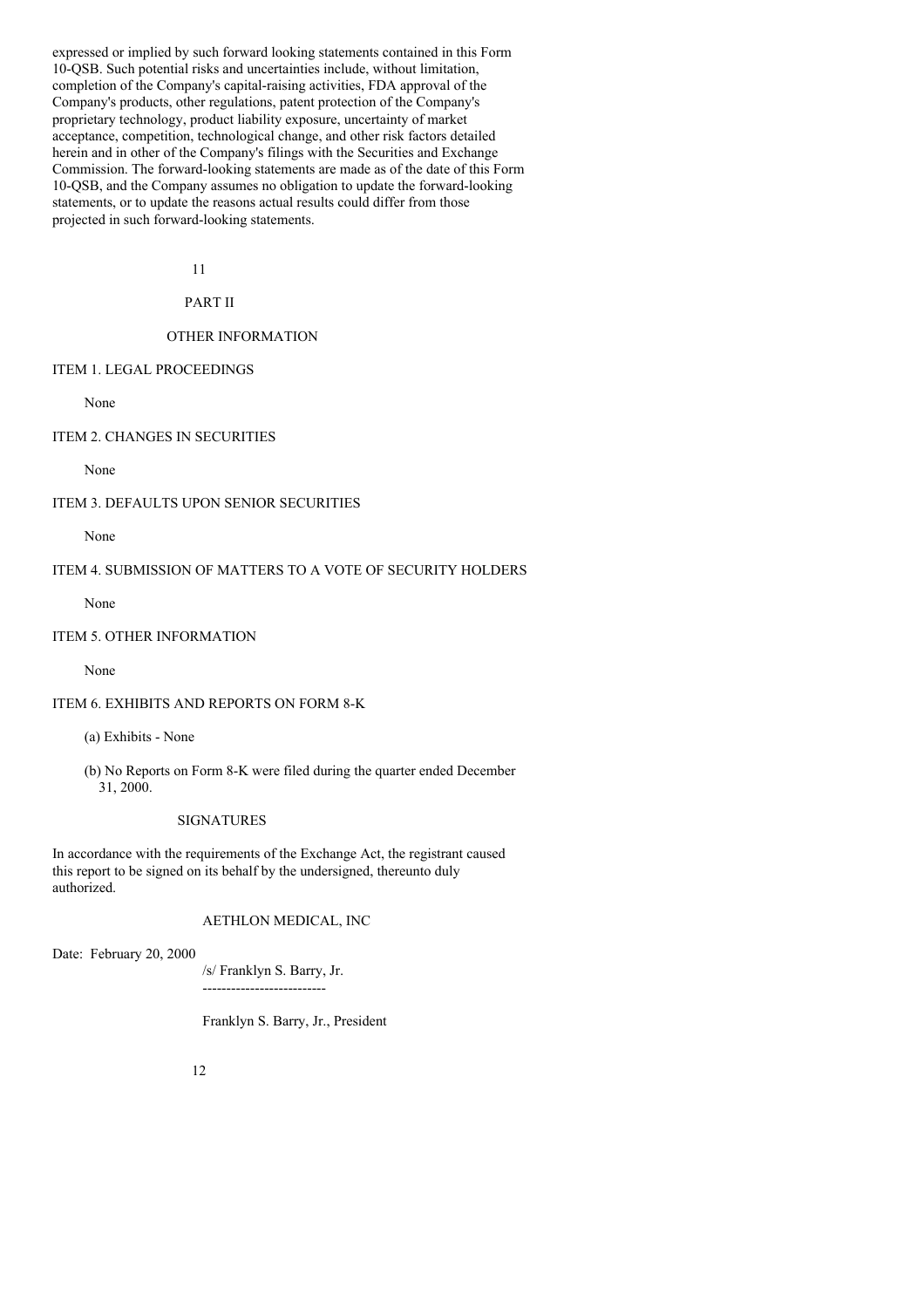expressed or implied by such forward looking statements contained in this Form 10-QSB. Such potential risks and uncertainties include, without limitation, completion of the Company's capital-raising activities, FDA approval of the Company's products, other regulations, patent protection of the Company's proprietary technology, product liability exposure, uncertainty of market acceptance, competition, technological change, and other risk factors detailed herein and in other of the Company's filings with the Securities and Exchange Commission. The forward-looking statements are made as of the date of this Form 10-QSB, and the Company assumes no obligation to update the forward-looking statements, or to update the reasons actual results could differ from those projected in such forward-looking statements.

# PART II

## OTHER INFORMATION

### ITEM 1. LEGAL PROCEEDINGS

None

### ITEM 2. CHANGES IN SECURITIES

None

### ITEM 3. DEFAULTS UPON SENIOR SECURITIES

None

### ITEM 4. SUBMISSION OF MATTERS TO A VOTE OF SECURITY HOLDERS

None

### ITEM 5. OTHER INFORMATION

None

### ITEM 6. EXHIBITS AND REPORTS ON FORM 8-K

(a) Exhibits - None

(b) No Reports on Form 8-K were filed during the quarter ended December 31, 2000.

## SIGNATURES

In accordance with the requirements of the Exchange Act, the registrant caused this report to be signed on its behalf by the undersigned, thereunto duly authorized.

AETHLON MEDICAL, INC

Date: February 20, 2000

/s/ Franklyn S. Barry, Jr.

--------------------------

Franklyn S. Barry, Jr., President